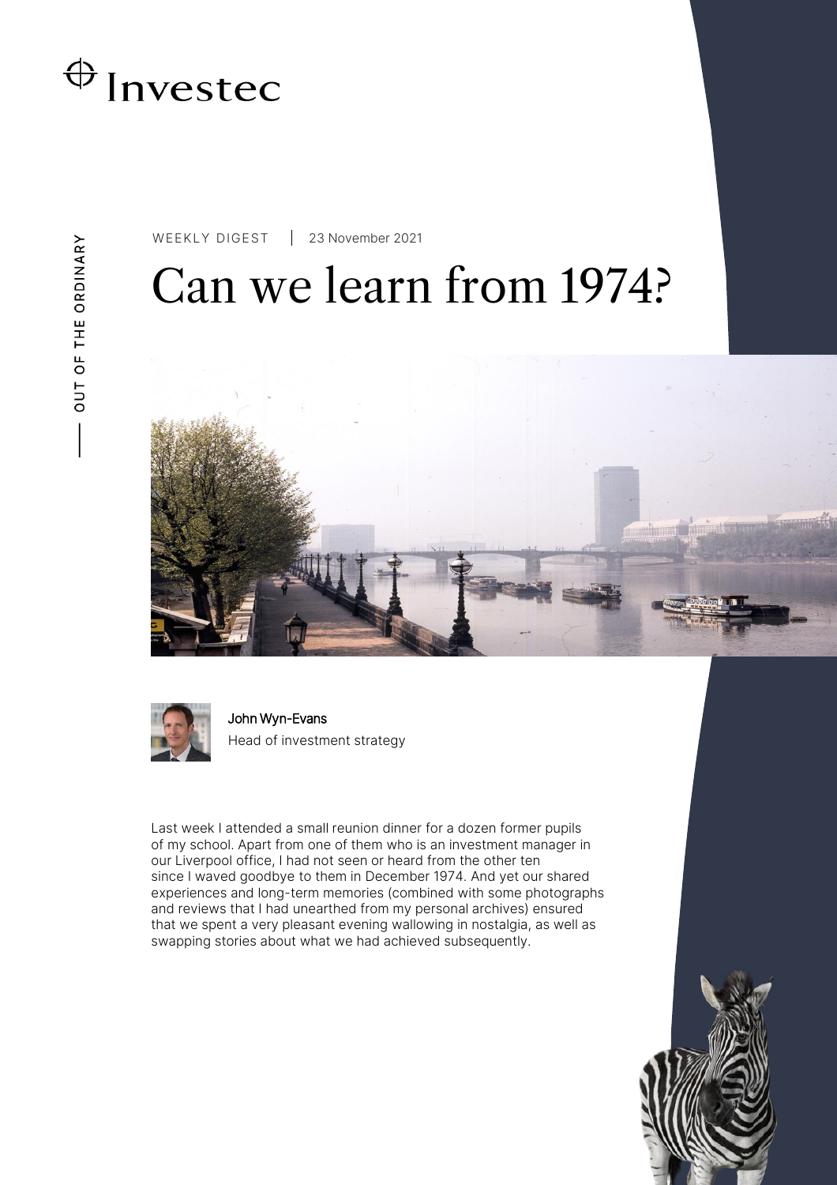Investec

OUT OF THE ORDINARY

WEEKLY DIGEST | 23 November 2021

# Can we learn from 1974?

John Wyn-Evans
Head of investment strategy

Last week I attended a small reunion dinner for a dozen former pupils of my school. Apart from one of them who is an investment manager in our Liverpool office, I had not seen or heard from the other ten since I waved goodbye to them in December 1974. And yet our shared experiences and long-term memories (combined with some photographs and reviews that I had unearthed from my personal archives) ensured that we spent a very pleasant evening wallowing in nostalgia, as well as swapping stories about what we had achieved subsequently.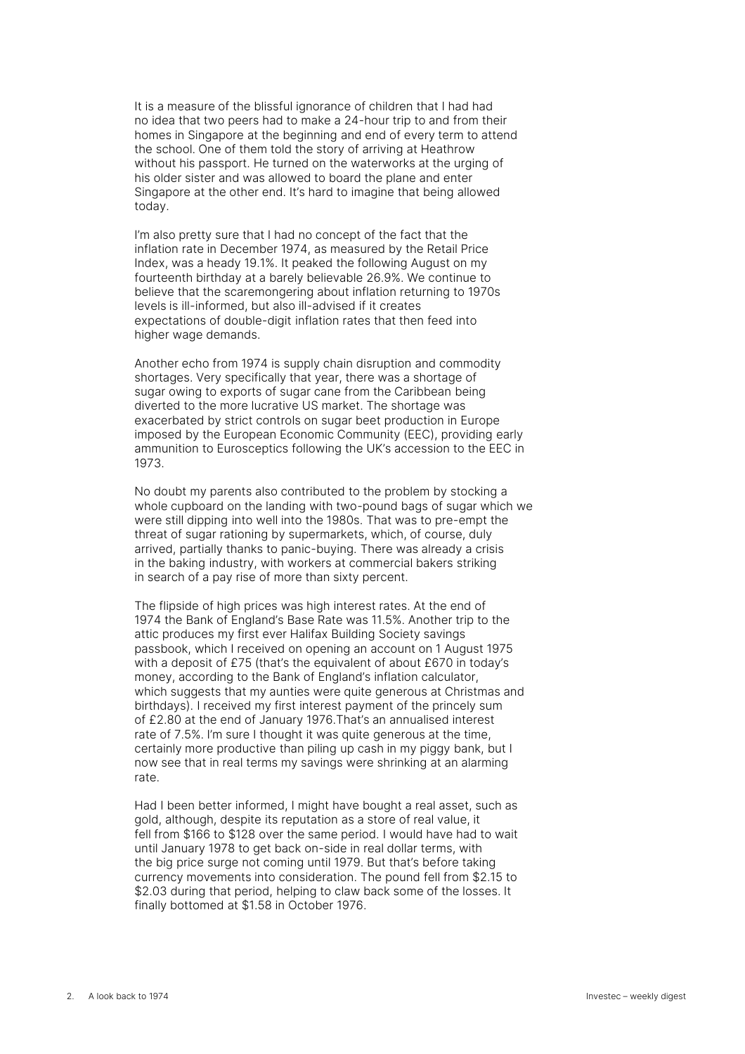It is a measure of the blissful ignorance of children that I had had no idea that two peers had to make a 24-hour trip to and from their homes in Singapore at the beginning and end of every term to attend the school. One of them told the story of arriving at Heathrow without his passport. He turned on the waterworks at the urging of his older sister and was allowed to board the plane and enter Singapore at the other end. It's hard to imagine that being allowed today.

I'm also pretty sure that I had no concept of the fact that the inflation rate in December 1974, as measured by the Retail Price Index, was a heady 19.1%. It peaked the following August on my fourteenth birthday at a barely believable 26.9%. We continue to believe that the scaremongering about inflation returning to 1970s levels is ill-informed, but also ill-advised if it creates expectations of double-digit inflation rates that then feed into higher wage demands.

Another echo from 1974 is supply chain disruption and commodity shortages. Very specifically that year, there was a shortage of sugar owing to exports of sugar cane from the Caribbean being diverted to the more lucrative US market. The shortage was exacerbated by strict controls on sugar beet production in Europe imposed by the European Economic Community (EEC), providing early ammunition to Eurosceptics following the UK's accession to the EEC in 1973.

No doubt my parents also contributed to the problem by stocking a whole cupboard on the landing with two-pound bags of sugar which we were still dipping into well into the 1980s. That was to pre-empt the threat of sugar rationing by supermarkets, which, of course, duly arrived, partially thanks to panic-buying. There was already a crisis in the baking industry, with workers at commercial bakers striking in search of a pay rise of more than sixty percent.

The flipside of high prices was high interest rates. At the end of 1974 the Bank of England's Base Rate was 11.5%. Another trip to the attic produces my first ever Halifax Building Society savings passbook, which I received on opening an account on 1 August 1975 with a deposit of £75 (that's the equivalent of about £670 in today's money, according to the Bank of England's inflation calculator, which suggests that my aunties were quite generous at Christmas and birthdays). I received my first interest payment of the princely sum of £2.80 at the end of January 1976.That's an annualised interest rate of 7.5%. I'm sure I thought it was quite generous at the time, certainly more productive than piling up cash in my piggy bank, but I now see that in real terms my savings were shrinking at an alarming rate.

Had I been better informed, I might have bought a real asset, such as gold, although, despite its reputation as a store of real value, it fell from \$166 to \$128 over the same period. I would have had to wait until January 1978 to get back on-side in real dollar terms, with the big price surge not coming until 1979. But that's before taking currency movements into consideration. The pound fell from \$2.15 to \$2.03 during that period, helping to claw back some of the losses. It finally bottomed at \$1.58 in October 1976.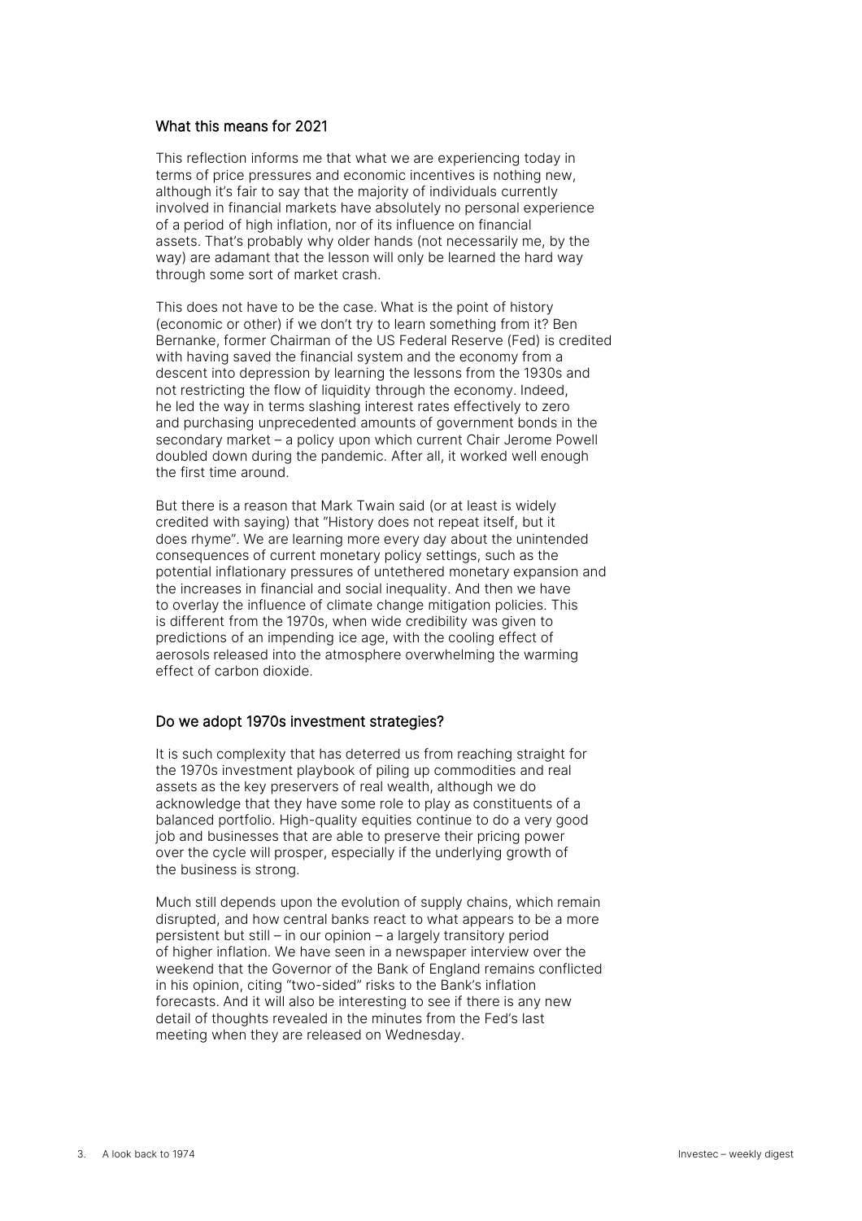## What this means for 2021

This reflection informs me that what we are experiencing today in terms of price pressures and economic incentives is nothing new, although it's fair to say that the majority of individuals currently involved in financial markets have absolutely no personal experience of a period of high inflation, nor of its influence on financial assets. That's probably why older hands (not necessarily me, by the way) are adamant that the lesson will only be learned the hard way through some sort of market crash.

This does not have to be the case. What is the point of history (economic or other) if we don't try to learn something from it? Ben Bernanke, former Chairman of the US Federal Reserve (Fed) is credited with having saved the financial system and the economy from a descent into depression by learning the lessons from the 1930s and not restricting the flow of liquidity through the economy. Indeed, he led the way in terms slashing interest rates effectively to zero and purchasing unprecedented amounts of government bonds in the secondary market – a policy upon which current Chair Jerome Powell doubled down during the pandemic. After all, it worked well enough the first time around.

But there is a reason that Mark Twain said (or at least is widely credited with saying) that "History does not repeat itself, but it does rhyme". We are learning more every day about the unintended consequences of current monetary policy settings, such as the potential inflationary pressures of untethered monetary expansion and the increases in financial and social inequality. And then we have to overlay the influence of climate change mitigation policies. This is different from the 1970s, when wide credibility was given to predictions of an impending ice age, with the cooling effect of aerosols released into the atmosphere overwhelming the warming effect of carbon dioxide.

## Do we adopt 1970s investment strategies?

It is such complexity that has deterred us from reaching straight for the 1970s investment playbook of piling up commodities and real assets as the key preservers of real wealth, although we do acknowledge that they have some role to play as constituents of a balanced portfolio. High-quality equities continue to do a very good job and businesses that are able to preserve their pricing power over the cycle will prosper, especially if the underlying growth of the business is strong.

Much still depends upon the evolution of supply chains, which remain disrupted, and how central banks react to what appears to be a more persistent but still – in our opinion – a largely transitory period of higher inflation. We have seen in a newspaper interview over the weekend that the Governor of the Bank of England remains conflicted in his opinion, citing "two-sided" risks to the Bank's inflation forecasts. And it will also be interesting to see if there is any new detail of thoughts revealed in the minutes from the Fed's last meeting when they are released on Wednesday.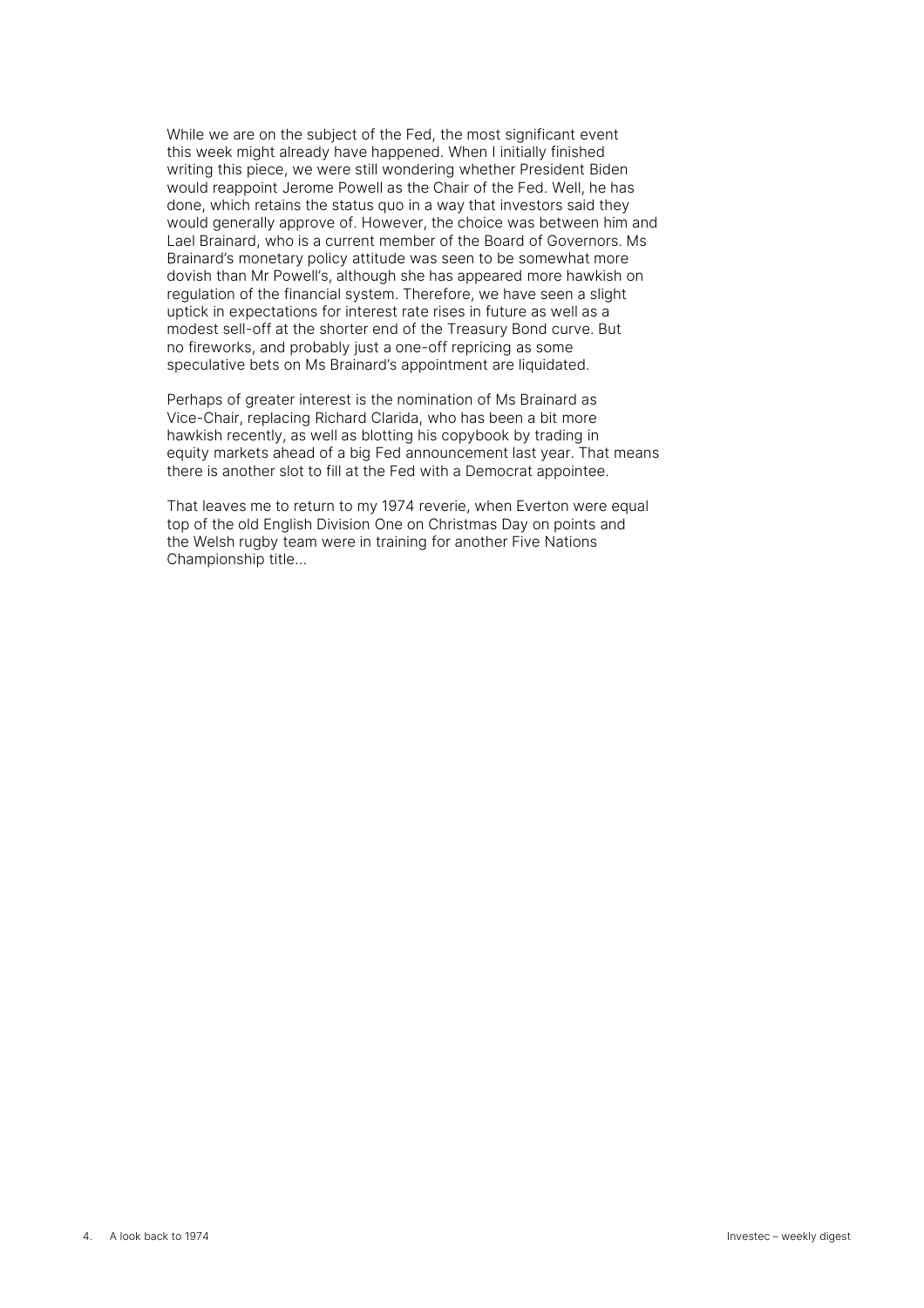While we are on the subject of the Fed, the most significant event this week might already have happened. When I initially finished writing this piece, we were still wondering whether President Biden would reappoint Jerome Powell as the Chair of the Fed. Well, he has done, which retains the status quo in a way that investors said they would generally approve of. However, the choice was between him and Lael Brainard, who is a current member of the Board of Governors. Ms Brainard's monetary policy attitude was seen to be somewhat more dovish than Mr Powell's, although she has appeared more hawkish on regulation of the financial system. Therefore, we have seen a slight uptick in expectations for interest rate rises in future as well as a modest sell-off at the shorter end of the Treasury Bond curve. But no fireworks, and probably just a one-off repricing as some speculative bets on Ms Brainard's appointment are liquidated.

Perhaps of greater interest is the nomination of Ms Brainard as Vice-Chair, replacing Richard Clarida, who has been a bit more hawkish recently, as well as blotting his copybook by trading in equity markets ahead of a big Fed announcement last year. That means there is another slot to fill at the Fed with a Democrat appointee.

That leaves me to return to my 1974 reverie, when Everton were equal top of the old English Division One on Christmas Day on points and the Welsh rugby team were in training for another Five Nations Championship title...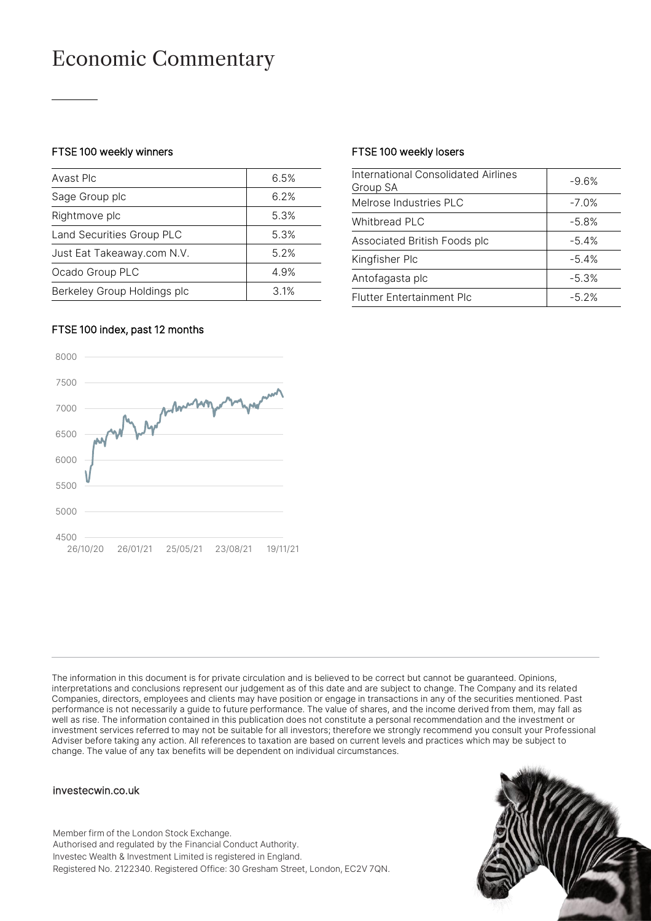# Economic Commentary

## FTSE 100 weekly winners

| | |
|---|---|
| Avast Plc | 6.5% |
| Sage Group plc | 6.2% |
| Rightmove plc | 5.3% |
| Land Securities Group PLC | 5.3% |
| Just Eat Takeaway.com N.V. | 5.2% |
| Ocado Group PLC | 4.9% |
| Berkeley Group Holdings plc | 3.1% |

## FTSE 100 weekly losers

| | |
|---|---|
| International Consolidated Airlines Group SA | -9.6% |
| Melrose Industries PLC | -7.0% |
| Whitbread PLC | -5.8% |
| Associated British Foods plc | -5.4% |
| Kingfisher Plc | -5.4% |
| Antofagasta plc | -5.3% |
| Flutter Entertainment Plc | -5.2% |

## FTSE 100 index, past 12 months

8000
7500
7000
6500
6000
5500
5000
4500
26/10/20 26/01/21 25/05/21 23/08/21 19/11/21

The information in this document is for private circulation and is believed to be correct but cannot be guaranteed. Opinions, interpretations and conclusions represent our judgement as of this date and are subject to change. The Company and its related Companies, directors, employees and clients may have position or engage in transactions in any of the securities mentioned. Past performance is not necessarily a guide to future performance. The value of shares, and the income derived from them, may fall as well as rise. The information contained in this publication does not constitute a personal recommendation and the investment or investment services referred to may not be suitable for all investors; therefore we strongly recommend you consult your Professional Adviser before taking any action. All references to taxation are based on current levels and practices which may be subject to change. The value of any tax benefits will be dependent on individual circumstances.

investecwin.co.uk

Member firm of the London Stock Exchange.
Authorised and regulated by the Financial Conduct Authority.
Investec Wealth & Investment Limited is registered in England.
Registered No. 2122340. Registered Office: 30 Gresham Street, London, EC2V 7QN.